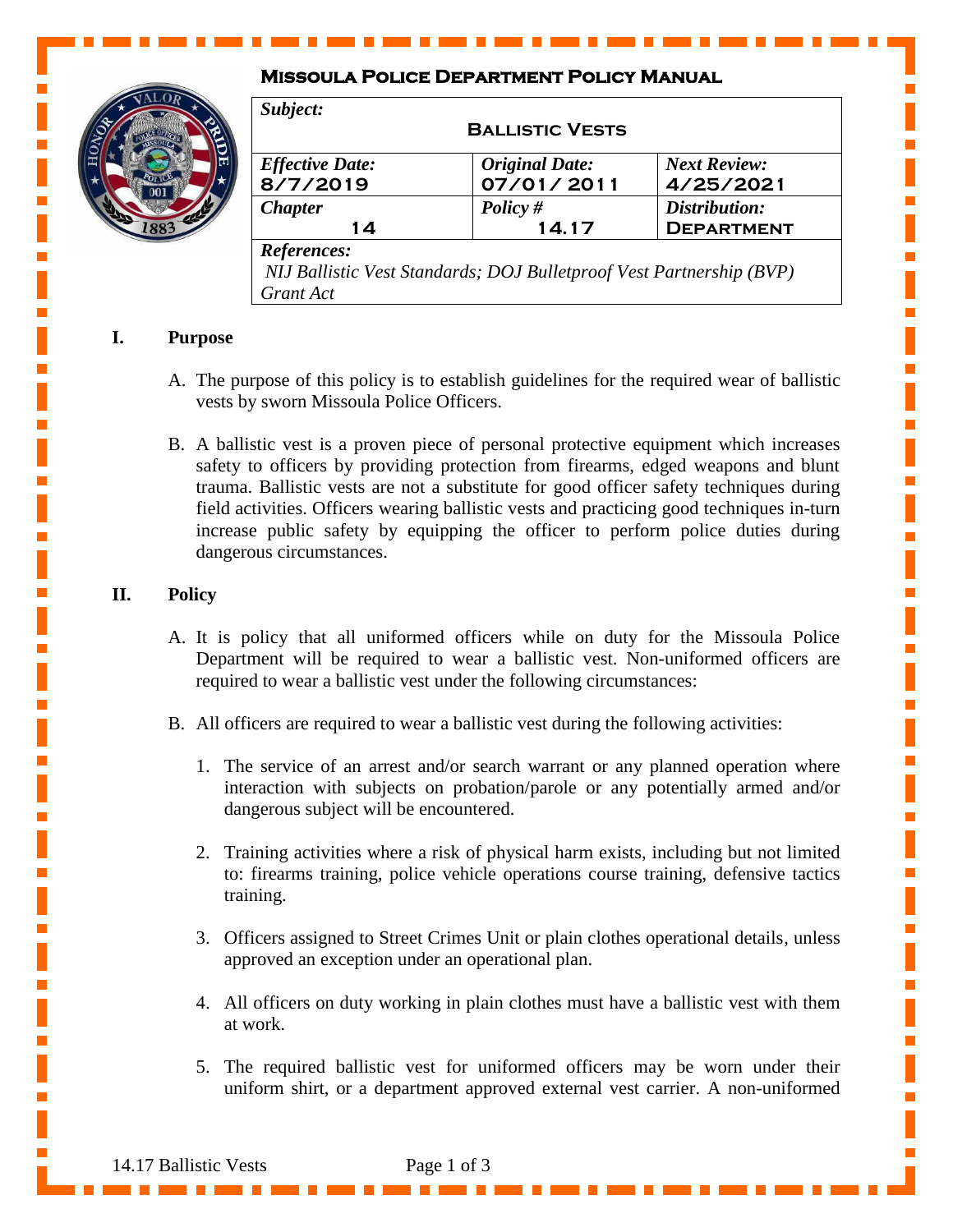**Missoula Police Department Policy Manual**

| *Subject:* **Ballistic Vests** | | |
|---|---|---|
| *Effective Date:* **8/7/2019** | *Original Date:* **07/01/2011** | *Next Review:* **4/25/2021** |
| *Chapter* **14** | *Policy #* **14.17** | *Distribution:* **Department** |
| *References:* NIJ Ballistic Vest Standards; DOJ Bulletproof Vest Partnership (BVP) Grant Act | | |

## I. Purpose

A. The purpose of this policy is to establish guidelines for the required wear of ballistic vests by sworn Missoula Police Officers.

B. A ballistic vest is a proven piece of personal protective equipment which increases safety to officers by providing protection from firearms, edged weapons and blunt trauma. Ballistic vests are not a substitute for good officer safety techniques during field activities. Officers wearing ballistic vests and practicing good techniques in-turn increase public safety by equipping the officer to perform police duties during dangerous circumstances.

## II. Policy

A. It is policy that all uniformed officers while on duty for the Missoula Police Department will be required to wear a ballistic vest. Non-uniformed officers are required to wear a ballistic vest under the following circumstances:

B. All officers are required to wear a ballistic vest during the following activities:

1. The service of an arrest and/or search warrant or any planned operation where interaction with subjects on probation/parole or any potentially armed and/or dangerous subject will be encountered.

2. Training activities where a risk of physical harm exists, including but not limited to: firearms training, police vehicle operations course training, defensive tactics training.

3. Officers assigned to Street Crimes Unit or plain clothes operational details, unless approved an exception under an operational plan.

4. All officers on duty working in plain clothes must have a ballistic vest with them at work.

5. The required ballistic vest for uniformed officers may be worn under their uniform shirt, or a department approved external vest carrier. A non-uniformed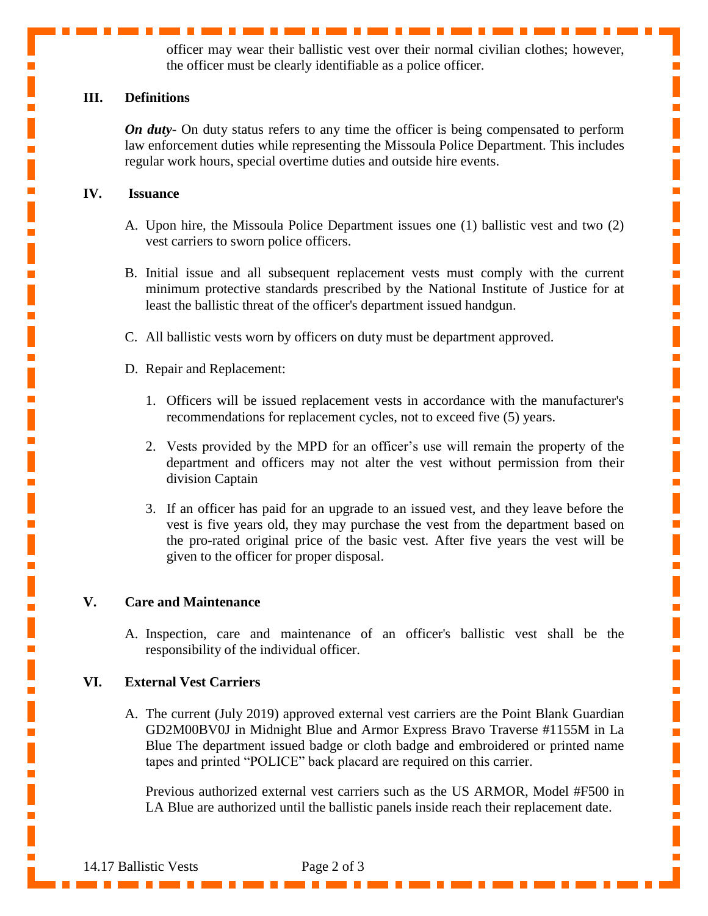officer may wear their ballistic vest over their normal civilian clothes; however, the officer must be clearly identifiable as a police officer.

## III. Definitions

***On duty***- On duty status refers to any time the officer is being compensated to perform law enforcement duties while representing the Missoula Police Department. This includes regular work hours, special overtime duties and outside hire events.

## IV. Issuance

A. Upon hire, the Missoula Police Department issues one (1) ballistic vest and two (2) vest carriers to sworn police officers.

B. Initial issue and all subsequent replacement vests must comply with the current minimum protective standards prescribed by the National Institute of Justice for at least the ballistic threat of the officer's department issued handgun.

C. All ballistic vests worn by officers on duty must be department approved.

D. Repair and Replacement:

1. Officers will be issued replacement vests in accordance with the manufacturer's recommendations for replacement cycles, not to exceed five (5) years.

2. Vests provided by the MPD for an officer's use will remain the property of the department and officers may not alter the vest without permission from their division Captain

3. If an officer has paid for an upgrade to an issued vest, and they leave before the vest is five years old, they may purchase the vest from the department based on the pro-rated original price of the basic vest. After five years the vest will be given to the officer for proper disposal.

## V. Care and Maintenance

A. Inspection, care and maintenance of an officer's ballistic vest shall be the responsibility of the individual officer.

## VI. External Vest Carriers

A. The current (July 2019) approved external vest carriers are the Point Blank Guardian GD2M00BV0J in Midnight Blue and Armor Express Bravo Traverse #1155M in La Blue The department issued badge or cloth badge and embroidered or printed name tapes and printed "POLICE" back placard are required on this carrier.

Previous authorized external vest carriers such as the US ARMOR, Model #F500 in LA Blue are authorized until the ballistic panels inside reach their replacement date.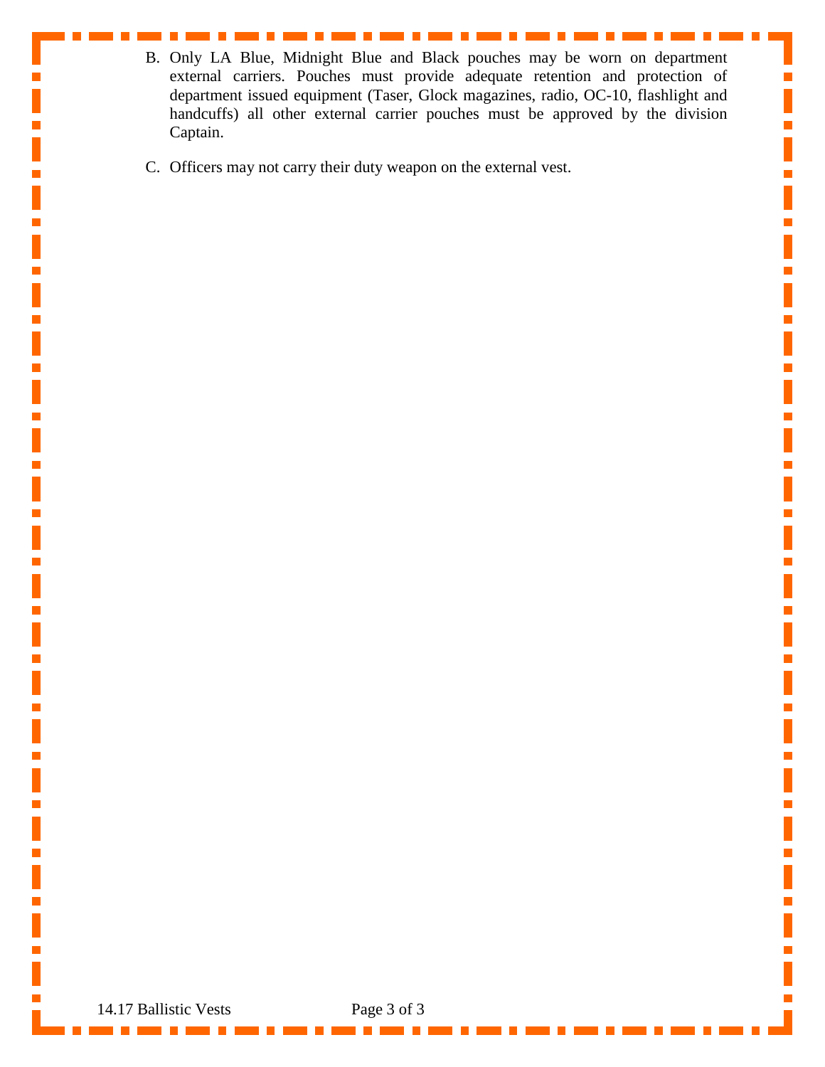B. Only LA Blue, Midnight Blue and Black pouches may be worn on department external carriers. Pouches must provide adequate retention and protection of department issued equipment (Taser, Glock magazines, radio, OC-10, flashlight and handcuffs) all other external carrier pouches must be approved by the division Captain.

C. Officers may not carry their duty weapon on the external vest.